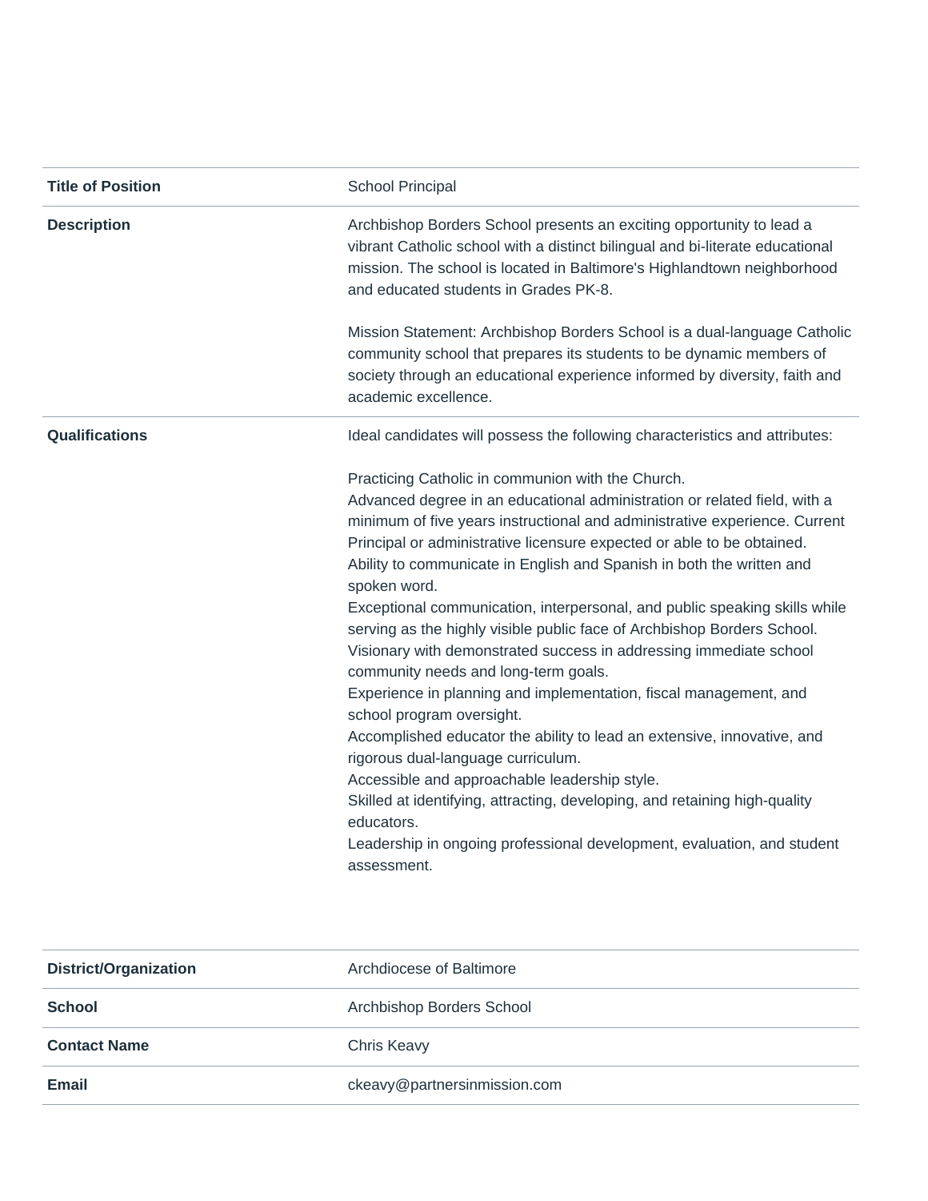| | |
|---|---|
| **Title of Position** | School Principal |
| **Description** | Archbishop Borders School presents an exciting opportunity to lead a vibrant Catholic school with a distinct bilingual and bi-literate educational mission. The school is located in Baltimore's Highlandtown neighborhood and educated students in Grades PK-8.<br><br>Mission Statement: Archbishop Borders School is a dual-language Catholic community school that prepares its students to be dynamic members of society through an educational experience informed by diversity, faith and academic excellence. |
| **Qualifications** | Ideal candidates will possess the following characteristics and attributes:<br><br>Practicing Catholic in communion with the Church.<br>Advanced degree in an educational administration or related field, with a minimum of five years instructional and administrative experience. Current Principal or administrative licensure expected or able to be obtained.<br>Ability to communicate in English and Spanish in both the written and spoken word.<br>Exceptional communication, interpersonal, and public speaking skills while serving as the highly visible public face of Archbishop Borders School.<br>Visionary with demonstrated success in addressing immediate school community needs and long-term goals.<br>Experience in planning and implementation, fiscal management, and school program oversight.<br>Accomplished educator the ability to lead an extensive, innovative, and rigorous dual-language curriculum.<br>Accessible and approachable leadership style.<br>Skilled at identifying, attracting, developing, and retaining high-quality educators.<br>Leadership in ongoing professional development, evaluation, and student assessment. |

| | |
|---|---|
| **District/Organization** | Archdiocese of Baltimore |
| **School** | Archbishop Borders School |
| **Contact Name** | Chris Keavy |
| **Email** | ckeavy@partnersinmission.com |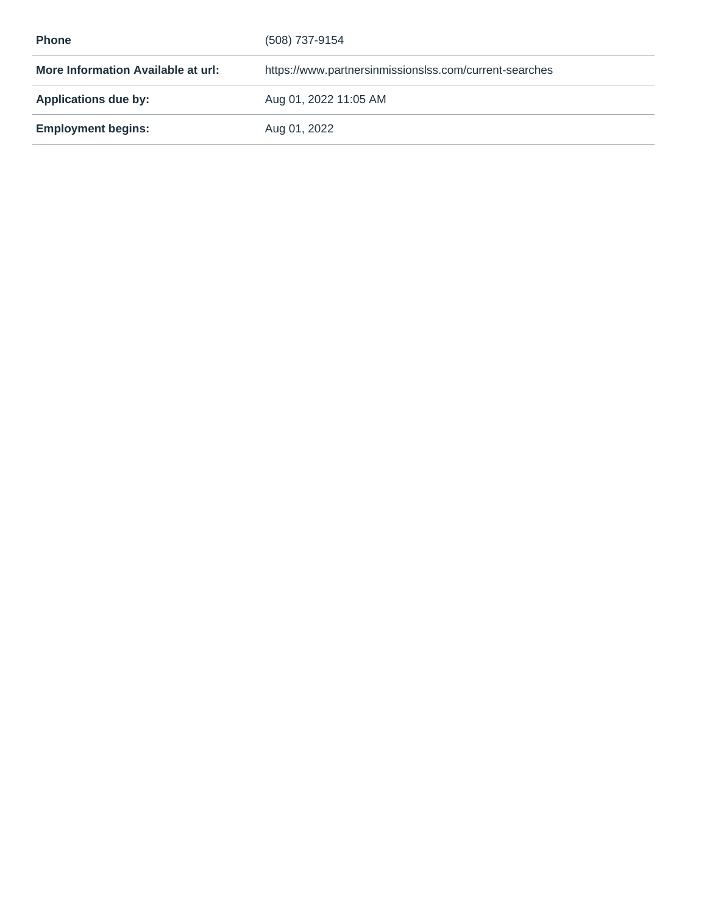| | |
|---|---|
| **Phone** | (508) 737-9154 |
| **More Information Available at url:** | https://www.partnersinmissionslss.com/current-searches |
| **Applications due by:** | Aug 01, 2022 11:05 AM |
| **Employment begins:** | Aug 01, 2022 |